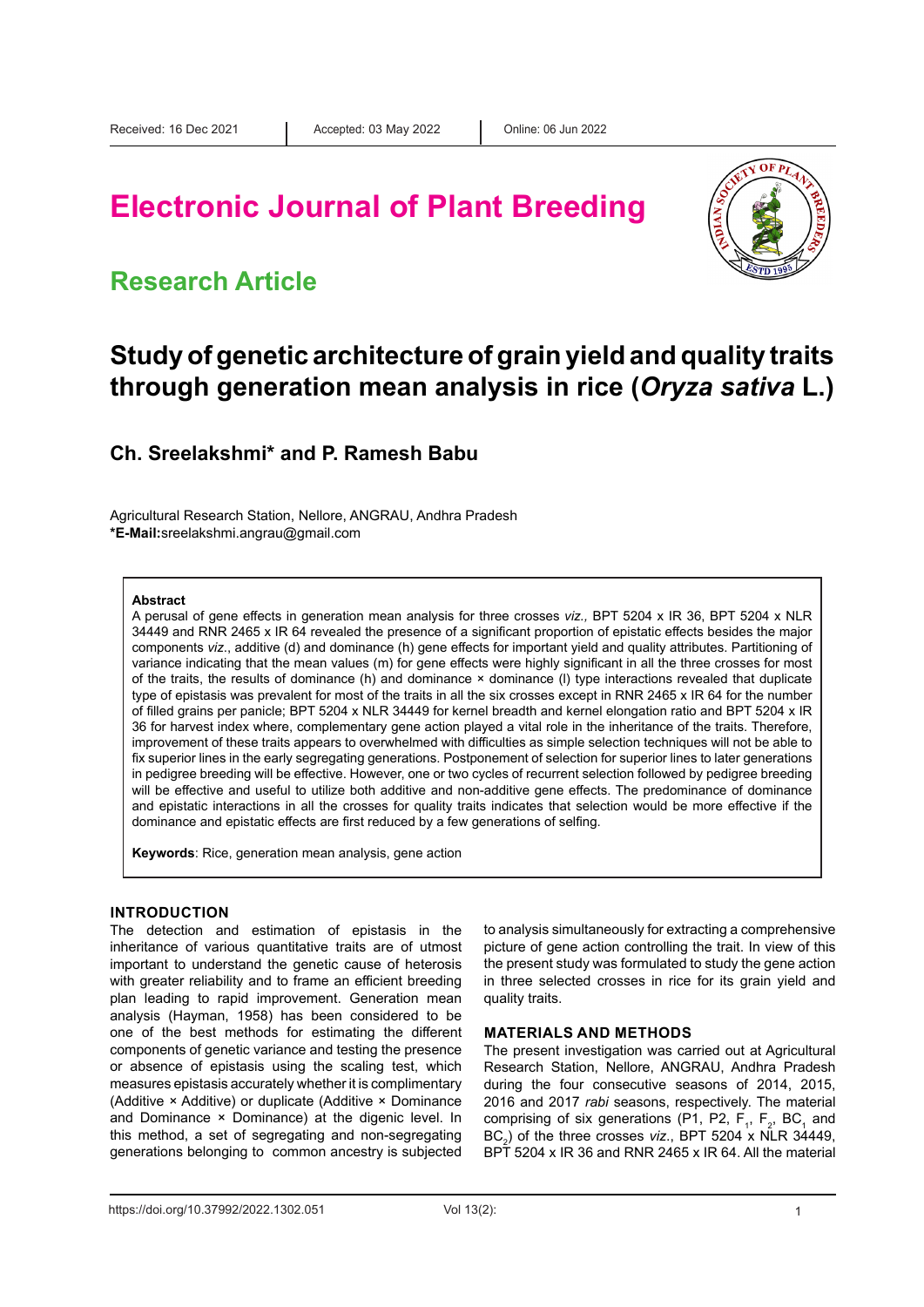Received: 16 Dec 2021 | Accepted: 03 May 2022 | Online: 06 Jun 2022

# Electronic Journal of Plant Breeding

## Research Article

# Study of genetic architecture of grain yield and quality traits through generation mean analysis in rice (*Oryza sativa* L.)

**Ch. Sreelakshmi\* and P. Ramesh Babu**

Agricultural Research Station, Nellore, ANGRAU, Andhra Pradesh
**\*E-Mail:**sreelakshmi.angrau@gmail.com

### Abstract

A perusal of gene effects in generation mean analysis for three crosses *viz.,* BPT 5204 x IR 36, BPT 5204 x NLR 34449 and RNR 2465 x IR 64 revealed the presence of a significant proportion of epistatic effects besides the major components *viz*., additive (d) and dominance (h) gene effects for important yield and quality attributes. Partitioning of variance indicating that the mean values (m) for gene effects were highly significant in all the three crosses for most of the traits, the results of dominance (h) and dominance × dominance (l) type interactions revealed that duplicate type of epistasis was prevalent for most of the traits in all the six crosses except in RNR 2465 x IR 64 for the number of filled grains per panicle; BPT 5204 x NLR 34449 for kernel breadth and kernel elongation ratio and BPT 5204 x IR 36 for harvest index where, complementary gene action played a vital role in the inheritance of the traits. Therefore, improvement of these traits appears to overwhelmed with difficulties as simple selection techniques will not be able to fix superior lines in the early segregating generations. Postponement of selection for superior lines to later generations in pedigree breeding will be effective. However, one or two cycles of recurrent selection followed by pedigree breeding will be effective and useful to utilize both additive and non-additive gene effects. The predominance of dominance and epistatic interactions in all the crosses for quality traits indicates that selection would be more effective if the dominance and epistatic effects are first reduced by a few generations of selfing.

**Keywords**: Rice, generation mean analysis, gene action

## INTRODUCTION

The detection and estimation of epistasis in the inheritance of various quantitative traits are of utmost important to understand the genetic cause of heterosis with greater reliability and to frame an efficient breeding plan leading to rapid improvement. Generation mean analysis (Hayman, 1958) has been considered to be one of the best methods for estimating the different components of genetic variance and testing the presence or absence of epistasis using the scaling test, which measures epistasis accurately whether it is complimentary (Additive × Additive) or duplicate (Additive × Dominance and Dominance × Dominance) at the digenic level. In this method, a set of segregating and non-segregating generations belonging to common ancestry is subjected to analysis simultaneously for extracting a comprehensive picture of gene action controlling the trait. In view of this the present study was formulated to study the gene action in three selected crosses in rice for its grain yield and quality traits.

## MATERIALS AND METHODS

The present investigation was carried out at Agricultural Research Station, Nellore, ANGRAU, Andhra Pradesh during the four consecutive seasons of 2014, 2015, 2016 and 2017 *rabi* seasons, respectively. The material comprising of six generations (P1, P2, $F_1$, $F_2$, $BC_1$ and $BC_2$) of the three crosses *viz*., BPT 5204 x NLR 34449, BPT 5204 x IR 36 and RNR 2465 x IR 64. All the material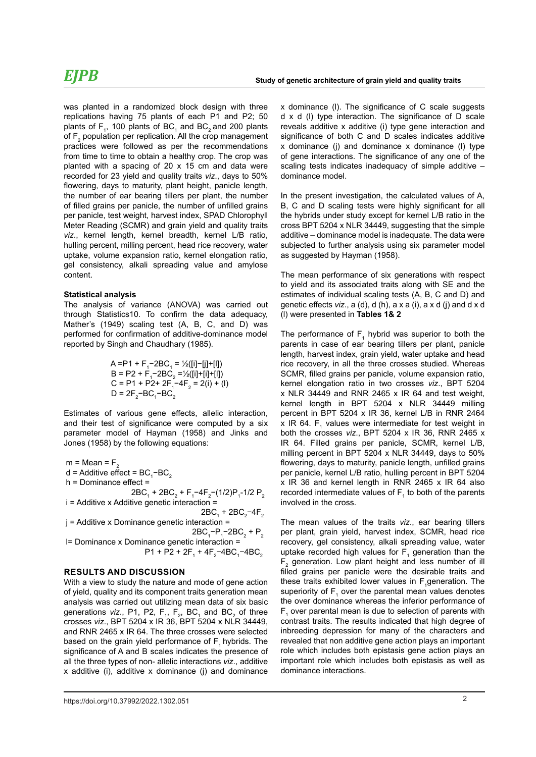was planted in a randomized block design with three replications having 75 plants of each P1 and P2; 50 plants of $F_1$, 100 plants of $BC_1$ and $BC_2$ and 200 plants of $F_2$ population per replication. All the crop management practices were followed as per the recommendations from time to time to obtain a healthy crop. The crop was planted with a spacing of 20 x 15 cm and data were recorded for 23 yield and quality traits *viz*., days to 50% flowering, days to maturity, plant height, panicle length, the number of ear bearing tillers per plant, the number of filled grains per panicle, the number of unfilled grains per panicle, test weight, harvest index, SPAD Chlorophyll Meter Reading (SCMR) and grain yield and quality traits *viz*., kernel length, kernel breadth, kernel L/B ratio, hulling percent, milling percent, head rice recovery, water uptake, volume expansion ratio, kernel elongation ratio, gel consistency, alkali spreading value and amylose content.

**Statistical analysis**

The analysis of variance (ANOVA) was carried out through Statistics10. To confirm the data adequacy, Mather's (1949) scaling test (A, B, C, and D) was performed for confirmation of additive-dominance model reported by Singh and Chaudhary (1985).

$$A = P1 + F_1 - 2BC_1 = \frac{1}{2}([i]-[j]+[l])$$
$$B = P2 + F_1 - 2BC_2 = \frac{1}{2}([i]+[i]+[l])$$
$$C = P1 + P2 + 2F_1 - 4F_2 = 2(i) + (l)$$
$$D = 2F_2 - BC_1 - BC_2$$

Estimates of various gene effects, allelic interaction, and their test of significance were computed by a six parameter model of Hayman (1958) and Jinks and Jones (1958) by the following equations:

$m$ = Mean = $F_2$

$d$ = Additive effect = $BC_1 - BC_2$

$h$ = Dominance effect = $2BC_1 + 2BC_2 + F_1 - 4F_2 - (1/2)P_1 - 1/2\ P_2$

$i$ = Additive x Additive genetic interaction = $2BC_1 + 2BC_2 - 4F_2$

$j$ = Additive x Dominance genetic interaction = $2BC_1 - P_1 - 2BC_2 + P_2$

$l$= Dominance x Dominance genetic interaction = $P1 + P2 + 2F_1 + 4F_2 - 4BC_1 - 4BC_2$

## RESULTS AND DISCUSSION

With a view to study the nature and mode of gene action of yield, quality and its component traits generation mean analysis was carried out utilizing mean data of six basic generations *viz*., P1, P2, $F_1$, $F_2$, $BC_1$ and $BC_2$ of three crosses *viz*., BPT 5204 x IR 36, BPT 5204 x NLR 34449, and RNR 2465 x IR 64. The three crosses were selected based on the grain yield performance of $F_1$ hybrids. The significance of A and B scales indicates the presence of all the three types of non- allelic interactions *viz*., additive x additive (i), additive x dominance (j) and dominance x dominance (l). The significance of C scale suggests d x d (l) type interaction. The significance of D scale reveals additive x additive (i) type gene interaction and significance of both C and D scales indicates additive x dominance (j) and dominance x dominance (l) type of gene interactions. The significance of any one of the scaling tests indicates inadequacy of simple additive – dominance model.

In the present investigation, the calculated values of A, B, C and D scaling tests were highly significant for all the hybrids under study except for kernel L/B ratio in the cross BPT 5204 x NLR 34449, suggesting that the simple additive – dominance model is inadequate. The data were subjected to further analysis using six parameter model as suggested by Hayman (1958).

The mean performance of six generations with respect to yield and its associated traits along with SE and the estimates of individual scaling tests (A, B, C and D) and genetic effects *viz*., a (d), d (h), a x a (i), a x d (j) and d x d (l) were presented in **Tables 1& 2**

The performance of $F_1$ hybrid was superior to both the parents in case of ear bearing tillers per plant, panicle length, harvest index, grain yield, water uptake and head rice recovery, in all the three crosses studied. Whereas SCMR, filled grains per panicle, volume expansion ratio, kernel elongation ratio in two crosses *viz*., BPT 5204 x NLR 34449 and RNR 2465 x IR 64 and test weight, kernel length in BPT 5204 x NLR 34449 milling percent in BPT 5204 x IR 36, kernel L/B in RNR 2464 x IR 64. $F_1$ values were intermediate for test weight in both the crosses *viz*., BPT 5204 x IR 36, RNR 2465 x IR 64. Filled grains per panicle, SCMR, kernel L/B, milling percent in BPT 5204 x NLR 34449, days to 50% flowering, days to maturity, panicle length, unfilled grains per panicle, kernel L/B ratio, hulling percent in BPT 5204 x IR 36 and kernel length in RNR 2465 x IR 64 also recorded intermediate values of $F_1$ to both of the parents involved in the cross.

The mean values of the traits *viz*., ear bearing tillers per plant, grain yield, harvest index, SCMR, head rice recovery, gel consistency, alkali spreading value, water uptake recorded high values for $F_1$ generation than the $F_2$ generation. Low plant height and less number of ill filled grains per panicle were the desirable traits and these traits exhibited lower values in $F_1$generation. The superiority of $F_1$ over the parental mean values denotes the over dominance whereas the inferior performance of $F_1$ over parental mean is due to selection of parents with contrast traits. The results indicated that high degree of inbreeding depression for many of the characters and revealed that non additive gene action plays an important role which includes both epistasis gene action plays an important role which includes both epistasis as well as dominance interactions.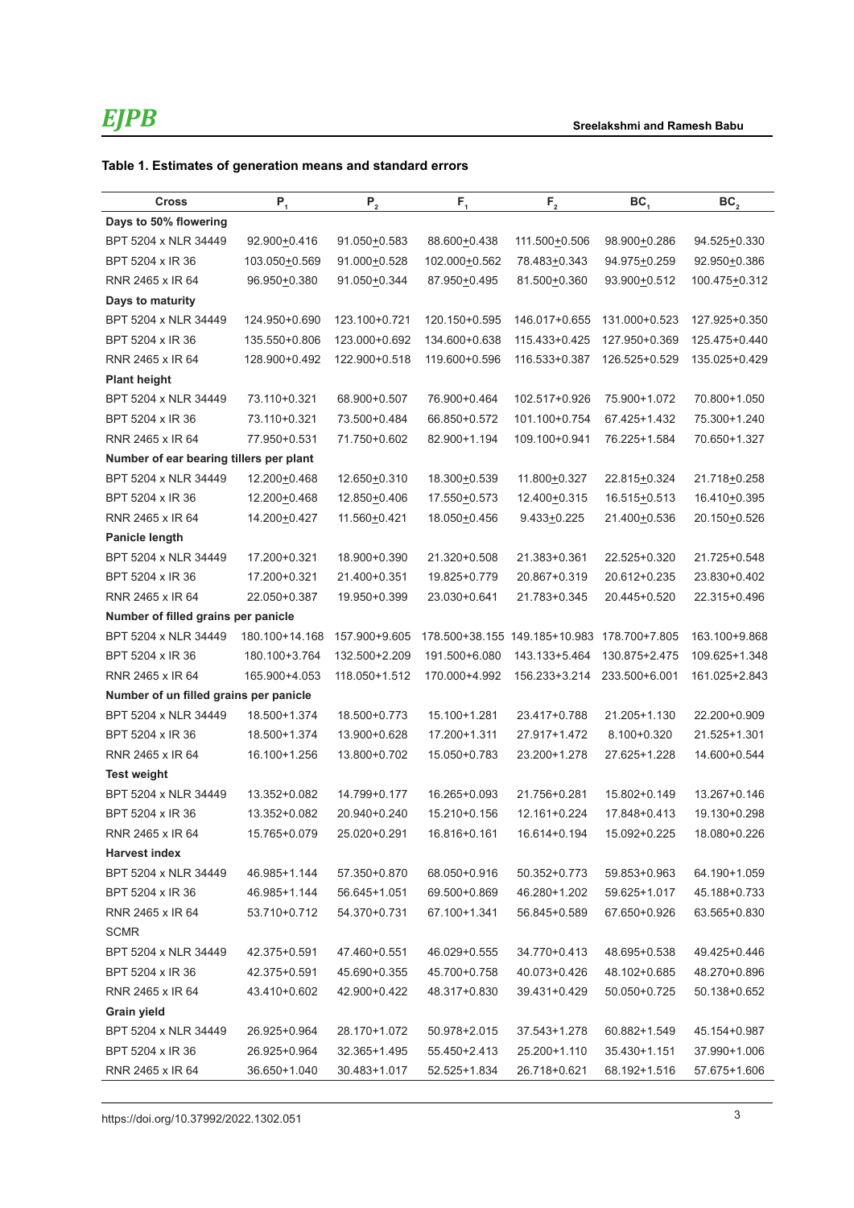**Table 1. Estimates of generation means and standard errors**

| Cross | $P_1$ | $P_2$ | $F_1$ | $F_2$ | $BC_1$ | $BC_2$ |
|---|---|---|---|---|---|---|
| **Days to 50% flowering** | | | | | | |
| BPT 5204 x NLR 34449 | 92.900±0.416 | 91.050±0.583 | 88.600±0.438 | 111.500±0.506 | 98.900±0.286 | 94.525±0.330 |
| BPT 5204 x IR 36 | 103.050±0.569 | 91.000±0.528 | 102.000±0.562 | 78.483±0.343 | 94.975±0.259 | 92.950±0.386 |
| RNR 2465 x IR 64 | 96.950±0.380 | 91.050±0.344 | 87.950±0.495 | 81.500±0.360 | 93.900±0.512 | 100.475±0.312 |
| **Days to maturity** | | | | | | |
| BPT 5204 x NLR 34449 | 124.950+0.690 | 123.100+0.721 | 120.150+0.595 | 146.017+0.655 | 131.000+0.523 | 127.925+0.350 |
| BPT 5204 x IR 36 | 135.550+0.806 | 123.000+0.692 | 134.600+0.638 | 115.433+0.425 | 127.950+0.369 | 125.475+0.440 |
| RNR 2465 x IR 64 | 128.900+0.492 | 122.900+0.518 | 119.600+0.596 | 116.533+0.387 | 126.525+0.529 | 135.025+0.429 |
| **Plant height** | | | | | | |
| BPT 5204 x NLR 34449 | 73.110+0.321 | 68.900+0.507 | 76.900+0.464 | 102.517+0.926 | 75.900+1.072 | 70.800+1.050 |
| BPT 5204 x IR 36 | 73.110+0.321 | 73.500+0.484 | 66.850+0.572 | 101.100+0.754 | 67.425+1.432 | 75.300+1.240 |
| RNR 2465 x IR 64 | 77.950+0.531 | 71.750+0.602 | 82.900+1.194 | 109.100+0.941 | 76.225+1.584 | 70.650+1.327 |
| **Number of ear bearing tillers per plant** | | | | | | |
| BPT 5204 x NLR 34449 | 12.200±0.468 | 12.650±0.310 | 18.300±0.539 | 11.800±0.327 | 22.815±0.324 | 21.718±0.258 |
| BPT 5204 x IR 36 | 12.200±0.468 | 12.850±0.406 | 17.550±0.573 | 12.400±0.315 | 16.515±0.513 | 16.410±0.395 |
| RNR 2465 x IR 64 | 14.200±0.427 | 11.560±0.421 | 18.050±0.456 | 9.433±0.225 | 21.400±0.536 | 20.150±0.526 |
| **Panicle length** | | | | | | |
| BPT 5204 x NLR 34449 | 17.200+0.321 | 18.900+0.390 | 21.320+0.508 | 21.383+0.361 | 22.525+0.320 | 21.725+0.548 |
| BPT 5204 x IR 36 | 17.200+0.321 | 21.400+0.351 | 19.825+0.779 | 20.867+0.319 | 20.612+0.235 | 23.830+0.402 |
| RNR 2465 x IR 64 | 22.050+0.387 | 19.950+0.399 | 23.030+0.641 | 21.783+0.345 | 20.445+0.520 | 22.315+0.496 |
| **Number of filled grains per panicle** | | | | | | |
| BPT 5204 x NLR 34449 | 180.100+14.168 | 157.900+9.605 | 178.500+38.155 | 149.185+10.983 | 178.700+7.805 | 163.100+9.868 |
| BPT 5204 x IR 36 | 180.100+3.764 | 132.500+2.209 | 191.500+6.080 | 143.133+5.464 | 130.875+2.475 | 109.625+1.348 |
| RNR 2465 x IR 64 | 165.900+4.053 | 118.050+1.512 | 170.000+4.992 | 156.233+3.214 | 233.500+6.001 | 161.025+2.843 |
| **Number of un filled grains per panicle** | | | | | | |
| BPT 5204 x NLR 34449 | 18.500+1.374 | 18.500+0.773 | 15.100+1.281 | 23.417+0.788 | 21.205+1.130 | 22.200+0.909 |
| BPT 5204 x IR 36 | 18.500+1.374 | 13.900+0.628 | 17.200+1.311 | 27.917+1.472 | 8.100+0.320 | 21.525+1.301 |
| RNR 2465 x IR 64 | 16.100+1.256 | 13.800+0.702 | 15.050+0.783 | 23.200+1.278 | 27.625+1.228 | 14.600+0.544 |
| **Test weight** | | | | | | |
| BPT 5204 x NLR 34449 | 13.352+0.082 | 14.799+0.177 | 16.265+0.093 | 21.756+0.281 | 15.802+0.149 | 13.267+0.146 |
| BPT 5204 x IR 36 | 13.352+0.082 | 20.940+0.240 | 15.210+0.156 | 12.161+0.224 | 17.848+0.413 | 19.130+0.298 |
| RNR 2465 x IR 64 | 15.765+0.079 | 25.020+0.291 | 16.816+0.161 | 16.614+0.194 | 15.092+0.225 | 18.080+0.226 |
| **Harvest index** | | | | | | |
| BPT 5204 x NLR 34449 | 46.985+1.144 | 57.350+0.870 | 68.050+0.916 | 50.352+0.773 | 59.853+0.963 | 64.190+1.059 |
| BPT 5204 x IR 36 | 46.985+1.144 | 56.645+1.051 | 69.500+0.869 | 46.280+1.202 | 59.625+1.017 | 45.188+0.733 |
| RNR 2465 x IR 64 | 53.710+0.712 | 54.370+0.731 | 67.100+1.341 | 56.845+0.589 | 67.650+0.926 | 63.565+0.830 |
| **SCMR** | | | | | | |
| BPT 5204 x NLR 34449 | 42.375+0.591 | 47.460+0.551 | 46.029+0.555 | 34.770+0.413 | 48.695+0.538 | 49.425+0.446 |
| BPT 5204 x IR 36 | 42.375+0.591 | 45.690+0.355 | 45.700+0.758 | 40.073+0.426 | 48.102+0.685 | 48.270+0.896 |
| RNR 2465 x IR 64 | 43.410+0.602 | 42.900+0.422 | 48.317+0.830 | 39.431+0.429 | 50.050+0.725 | 50.138+0.652 |
| **Grain yield** | | | | | | |
| BPT 5204 x NLR 34449 | 26.925+0.964 | 28.170+1.072 | 50.978+2.015 | 37.543+1.278 | 60.882+1.549 | 45.154+0.987 |
| BPT 5204 x IR 36 | 26.925+0.964 | 32.365+1.495 | 55.450+2.413 | 25.200+1.110 | 35.430+1.151 | 37.990+1.006 |
| RNR 2465 x IR 64 | 36.650+1.040 | 30.483+1.017 | 52.525+1.834 | 26.718+0.621 | 68.192+1.516 | 57.675+1.606 |

https://doi.org/10.37992/2022.1302.051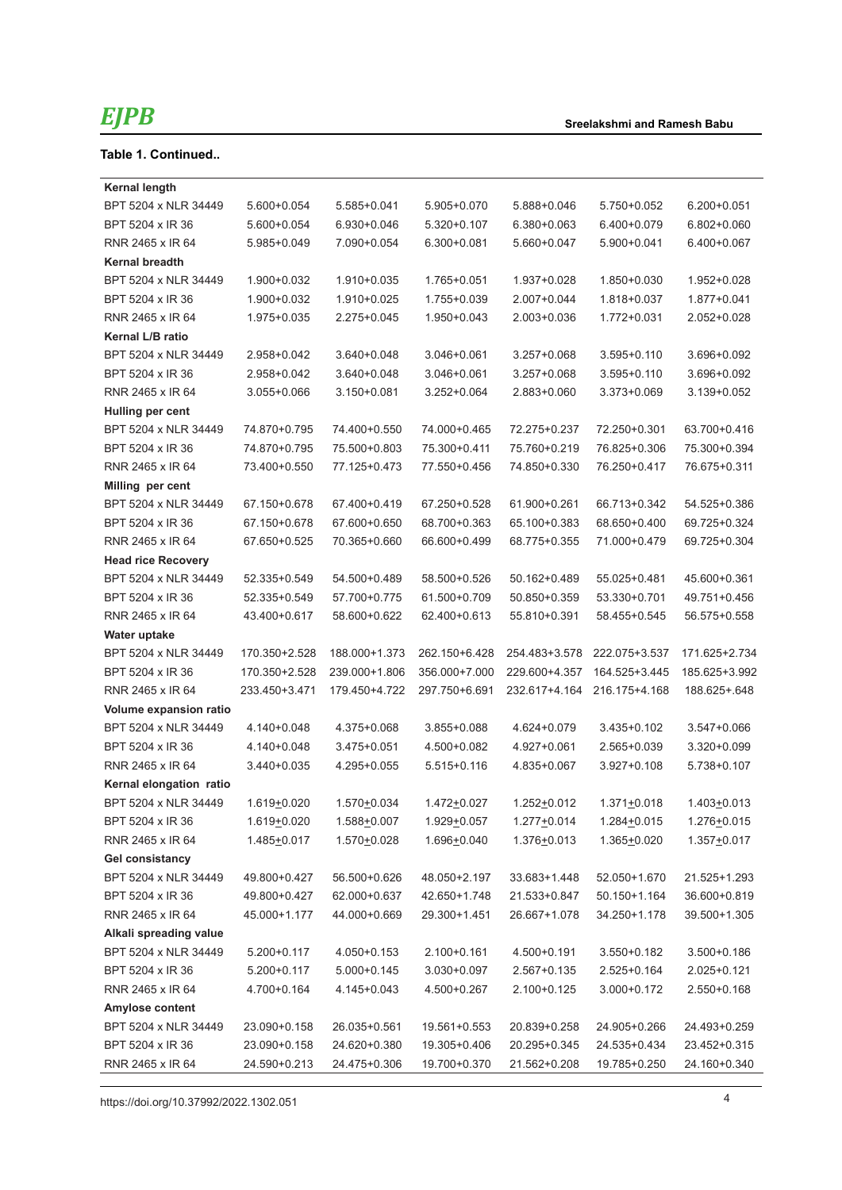**Table 1. Continued..**

| | | | | | | |
|---|---|---|---|---|---|---|
| **Kernal length** | | | | | | |
| BPT 5204 x NLR 34449 | 5.600+0.054 | 5.585+0.041 | 5.905+0.070 | 5.888+0.046 | 5.750+0.052 | 6.200+0.051 |
| BPT 5204 x IR 36 | 5.600+0.054 | 6.930+0.046 | 5.320+0.107 | 6.380+0.063 | 6.400+0.079 | 6.802+0.060 |
| RNR 2465 x IR 64 | 5.985+0.049 | 7.090+0.054 | 6.300+0.081 | 5.660+0.047 | 5.900+0.041 | 6.400+0.067 |
| **Kernal breadth** | | | | | | |
| BPT 5204 x NLR 34449 | 1.900+0.032 | 1.910+0.035 | 1.765+0.051 | 1.937+0.028 | 1.850+0.030 | 1.952+0.028 |
| BPT 5204 x IR 36 | 1.900+0.032 | 1.910+0.025 | 1.755+0.039 | 2.007+0.044 | 1.818+0.037 | 1.877+0.041 |
| RNR 2465 x IR 64 | 1.975+0.035 | 2.275+0.045 | 1.950+0.043 | 2.003+0.036 | 1.772+0.031 | 2.052+0.028 |
| **Kernal L/B ratio** | | | | | | |
| BPT 5204 x NLR 34449 | 2.958+0.042 | 3.640+0.048 | 3.046+0.061 | 3.257+0.068 | 3.595+0.110 | 3.696+0.092 |
| BPT 5204 x IR 36 | 2.958+0.042 | 3.640+0.048 | 3.046+0.061 | 3.257+0.068 | 3.595+0.110 | 3.696+0.092 |
| RNR 2465 x IR 64 | 3.055+0.066 | 3.150+0.081 | 3.252+0.064 | 2.883+0.060 | 3.373+0.069 | 3.139+0.052 |
| **Hulling per cent** | | | | | | |
| BPT 5204 x NLR 34449 | 74.870+0.795 | 74.400+0.550 | 74.000+0.465 | 72.275+0.237 | 72.250+0.301 | 63.700+0.416 |
| BPT 5204 x IR 36 | 74.870+0.795 | 75.500+0.803 | 75.300+0.411 | 75.760+0.219 | 76.825+0.306 | 75.300+0.394 |
| RNR 2465 x IR 64 | 73.400+0.550 | 77.125+0.473 | 77.550+0.456 | 74.850+0.330 | 76.250+0.417 | 76.675+0.311 |
| **Milling per cent** | | | | | | |
| BPT 5204 x NLR 34449 | 67.150+0.678 | 67.400+0.419 | 67.250+0.528 | 61.900+0.261 | 66.713+0.342 | 54.525+0.386 |
| BPT 5204 x IR 36 | 67.150+0.678 | 67.600+0.650 | 68.700+0.363 | 65.100+0.383 | 68.650+0.400 | 69.725+0.324 |
| RNR 2465 x IR 64 | 67.650+0.525 | 70.365+0.660 | 66.600+0.499 | 68.775+0.355 | 71.000+0.479 | 69.725+0.304 |
| **Head rice Recovery** | | | | | | |
| BPT 5204 x NLR 34449 | 52.335+0.549 | 54.500+0.489 | 58.500+0.526 | 50.162+0.489 | 55.025+0.481 | 45.600+0.361 |
| BPT 5204 x IR 36 | 52.335+0.549 | 57.700+0.775 | 61.500+0.709 | 50.850+0.359 | 53.330+0.701 | 49.751+0.456 |
| RNR 2465 x IR 64 | 43.400+0.617 | 58.600+0.622 | 62.400+0.613 | 55.810+0.391 | 58.455+0.545 | 56.575+0.558 |
| **Water uptake** | | | | | | |
| BPT 5204 x NLR 34449 | 170.350+2.528 | 188.000+1.373 | 262.150+6.428 | 254.483+3.578 | 222.075+3.537 | 171.625+2.734 |
| BPT 5204 x IR 36 | 170.350+2.528 | 239.000+1.806 | 356.000+7.000 | 229.600+4.357 | 164.525+3.445 | 185.625+3.992 |
| RNR 2465 x IR 64 | 233.450+3.471 | 179.450+4.722 | 297.750+6.691 | 232.617+4.164 | 216.175+4.168 | 188.625+.648 |
| **Volume expansion ratio** | | | | | | |
| BPT 5204 x NLR 34449 | 4.140+0.048 | 4.375+0.068 | 3.855+0.088 | 4.624+0.079 | 3.435+0.102 | 3.547+0.066 |
| BPT 5204 x IR 36 | 4.140+0.048 | 3.475+0.051 | 4.500+0.082 | 4.927+0.061 | 2.565+0.039 | 3.320+0.099 |
| RNR 2465 x IR 64 | 3.440+0.035 | 4.295+0.055 | 5.515+0.116 | 4.835+0.067 | 3.927+0.108 | 5.738+0.107 |
| **Kernal elongation ratio** | | | | | | |
| BPT 5204 x NLR 34449 | 1.619±0.020 | 1.570±0.034 | 1.472±0.027 | 1.252±0.012 | 1.371±0.018 | 1.403±0.013 |
| BPT 5204 x IR 36 | 1.619±0.020 | 1.588±0.007 | 1.929±0.057 | 1.277±0.014 | 1.284±0.015 | 1.276±0.015 |
| RNR 2465 x IR 64 | 1.485±0.017 | 1.570±0.028 | 1.696±0.040 | 1.376±0.013 | 1.365±0.020 | 1.357±0.017 |
| **Gel consistancy** | | | | | | |
| BPT 5204 x NLR 34449 | 49.800+0.427 | 56.500+0.626 | 48.050+2.197 | 33.683+1.448 | 52.050+1.670 | 21.525+1.293 |
| BPT 5204 x IR 36 | 49.800+0.427 | 62.000+0.637 | 42.650+1.748 | 21.533+0.847 | 50.150+1.164 | 36.600+0.819 |
| RNR 2465 x IR 64 | 45.000+1.177 | 44.000+0.669 | 29.300+1.451 | 26.667+1.078 | 34.250+1.178 | 39.500+1.305 |
| **Alkali spreading value** | | | | | | |
| BPT 5204 x NLR 34449 | 5.200+0.117 | 4.050+0.153 | 2.100+0.161 | 4.500+0.191 | 3.550+0.182 | 3.500+0.186 |
| BPT 5204 x IR 36 | 5.200+0.117 | 5.000+0.145 | 3.030+0.097 | 2.567+0.135 | 2.525+0.164 | 2.025+0.121 |
| RNR 2465 x IR 64 | 4.700+0.164 | 4.145+0.043 | 4.500+0.267 | 2.100+0.125 | 3.000+0.172 | 2.550+0.168 |
| **Amylose content** | | | | | | |
| BPT 5204 x NLR 34449 | 23.090+0.158 | 26.035+0.561 | 19.561+0.553 | 20.839+0.258 | 24.905+0.266 | 24.493+0.259 |
| BPT 5204 x IR 36 | 23.090+0.158 | 24.620+0.380 | 19.305+0.406 | 20.295+0.345 | 24.535+0.434 | 23.452+0.315 |
| RNR 2465 x IR 64 | 24.590+0.213 | 24.475+0.306 | 19.700+0.370 | 21.562+0.208 | 19.785+0.250 | 24.160+0.340 |

https://doi.org/10.37992/2022.1302.051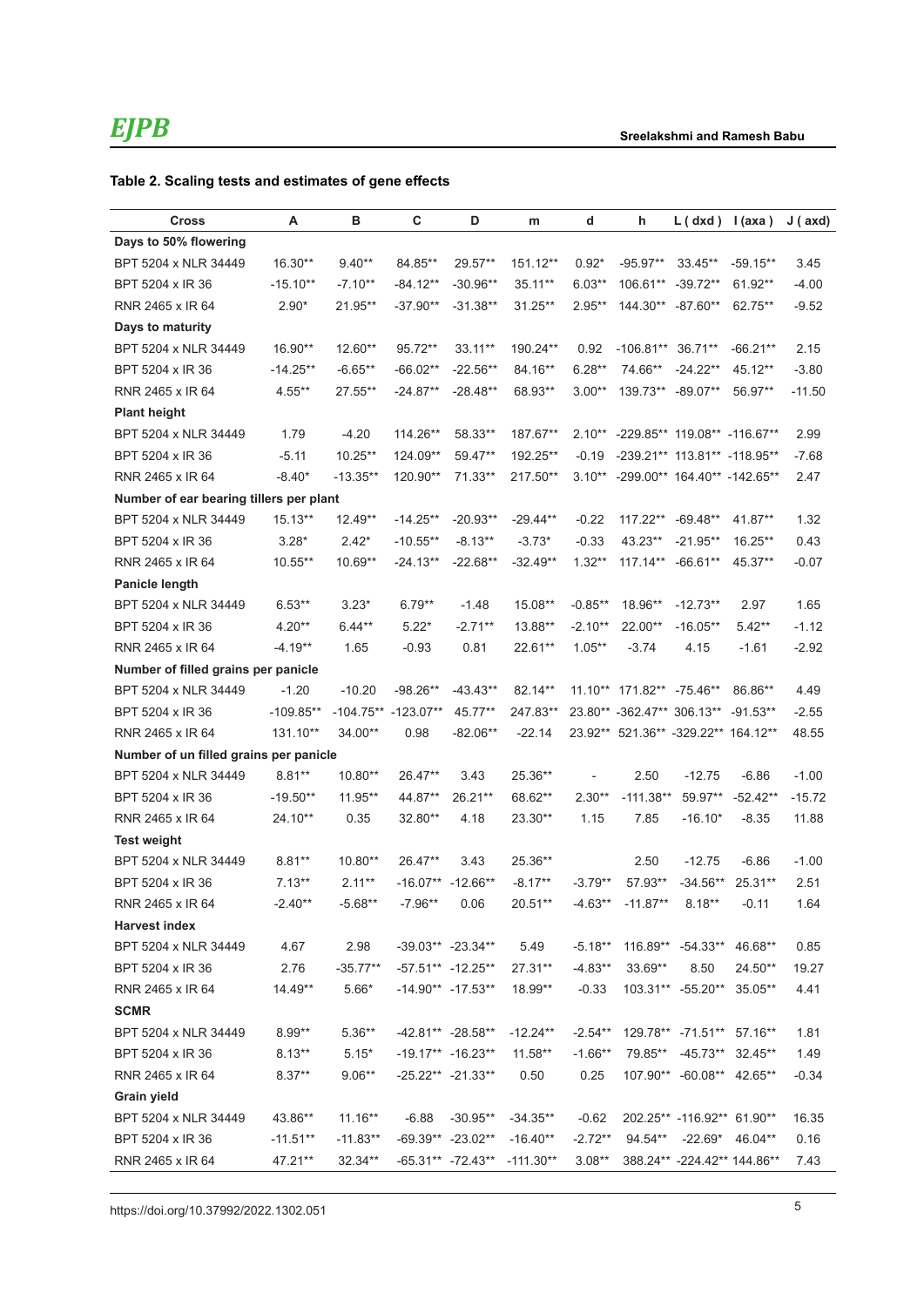**Table 2. Scaling tests and estimates of gene effects**

| Cross | A | B | C | D | m | d | h | L ( dxd ) | I (axa ) | J ( axd) |
|---|---|---|---|---|---|---|---|---|---|---|
| **Days to 50% flowering** | | | | | | | | | | |
| BPT 5204 x NLR 34449 | 16.30** | 9.40** | 84.85** | 29.57** | 151.12** | 0.92* | -95.97** | 33.45** | -59.15** | 3.45 |
| BPT 5204 x IR 36 | -15.10** | -7.10** | -84.12** | -30.96** | 35.11** | 6.03** | 106.61** | -39.72** | 61.92** | -4.00 |
| RNR 2465 x IR 64 | 2.90* | 21.95** | -37.90** | -31.38** | 31.25** | 2.95** | 144.30** | -87.60** | 62.75** | -9.52 |
| **Days to maturity** | | | | | | | | | | |
| BPT 5204 x NLR 34449 | 16.90** | 12.60** | 95.72** | 33.11** | 190.24** | 0.92 | -106.81** | 36.71** | -66.21** | 2.15 |
| BPT 5204 x IR 36 | -14.25** | -6.65** | -66.02** | -22.56** | 84.16** | 6.28** | 74.66** | -24.22** | 45.12** | -3.80 |
| RNR 2465 x IR 64 | 4.55** | 27.55** | -24.87** | -28.48** | 68.93** | 3.00** | 139.73** | -89.07** | 56.97** | -11.50 |
| **Plant height** | | | | | | | | | | |
| BPT 5204 x NLR 34449 | 1.79 | -4.20 | 114.26** | 58.33** | 187.67** | 2.10** | -229.85** | 119.08** | -116.67** | 2.99 |
| BPT 5204 x IR 36 | -5.11 | 10.25** | 124.09** | 59.47** | 192.25** | -0.19 | -239.21** | 113.81** | -118.95** | -7.68 |
| RNR 2465 x IR 64 | -8.40* | -13.35** | 120.90** | 71.33** | 217.50** | 3.10** | -299.00** | 164.40** | -142.65** | 2.47 |
| **Number of ear bearing tillers per plant** | | | | | | | | | | |
| BPT 5204 x NLR 34449 | 15.13** | 12.49** | -14.25** | -20.93** | -29.44** | -0.22 | 117.22** | -69.48** | 41.87** | 1.32 |
| BPT 5204 x IR 36 | 3.28* | 2.42* | -10.55** | -8.13** | -3.73* | -0.33 | 43.23** | -21.95** | 16.25** | 0.43 |
| RNR 2465 x IR 64 | 10.55** | 10.69** | -24.13** | -22.68** | -32.49** | 1.32** | 117.14** | -66.61** | 45.37** | -0.07 |
| **Panicle length** | | | | | | | | | | |
| BPT 5204 x NLR 34449 | 6.53** | 3.23* | 6.79** | -1.48 | 15.08** | -0.85** | 18.96** | -12.73** | 2.97 | 1.65 |
| BPT 5204 x IR 36 | 4.20** | 6.44** | 5.22* | -2.71** | 13.88** | -2.10** | 22.00** | -16.05** | 5.42** | -1.12 |
| RNR 2465 x IR 64 | -4.19** | 1.65 | -0.93 | 0.81 | 22.61** | 1.05** | -3.74 | 4.15 | -1.61 | -2.92 |
| **Number of filled grains per panicle** | | | | | | | | | | |
| BPT 5204 x NLR 34449 | -1.20 | -10.20 | -98.26** | -43.43** | 82.14** | 11.10** | 171.82** | -75.46** | 86.86** | 4.49 |
| BPT 5204 x IR 36 | -109.85** | -104.75** | -123.07** | 45.77** | 247.83** | 23.80** | -362.47** | 306.13** | -91.53** | -2.55 |
| RNR 2465 x IR 64 | 131.10** | 34.00** | 0.98 | -82.06** | -22.14 | 23.92** | 521.36** | -329.22** | 164.12** | 48.55 |
| **Number of un filled grains per panicle** | | | | | | | | | | |
| BPT 5204 x NLR 34449 | 8.81** | 10.80** | 26.47** | 3.43 | 25.36** | - | 2.50 | -12.75 | -6.86 | -1.00 |
| BPT 5204 x IR 36 | -19.50** | 11.95** | 44.87** | 26.21** | 68.62** | 2.30** | -111.38** | 59.97** | -52.42** | -15.72 |
| RNR 2465 x IR 64 | 24.10** | 0.35 | 32.80** | 4.18 | 23.30** | 1.15 | 7.85 | -16.10* | -8.35 | 11.88 |
| **Test weight** | | | | | | | | | | |
| BPT 5204 x NLR 34449 | 8.81** | 10.80** | 26.47** | 3.43 | 25.36** | | 2.50 | -12.75 | -6.86 | -1.00 |
| BPT 5204 x IR 36 | 7.13** | 2.11** | -16.07** | -12.66** | -8.17** | -3.79** | 57.93** | -34.56** | 25.31** | 2.51 |
| RNR 2465 x IR 64 | -2.40** | -5.68** | -7.96** | 0.06 | 20.51** | -4.63** | -11.87** | 8.18** | -0.11 | 1.64 |
| **Harvest index** | | | | | | | | | | |
| BPT 5204 x NLR 34449 | 4.67 | 2.98 | -39.03** | -23.34** | 5.49 | -5.18** | 116.89** | -54.33** | 46.68** | 0.85 |
| BPT 5204 x IR 36 | 2.76 | -35.77** | -57.51** | -12.25** | 27.31** | -4.83** | 33.69** | 8.50 | 24.50** | 19.27 |
| RNR 2465 x IR 64 | 14.49** | 5.66* | -14.90** | -17.53** | 18.99** | -0.33 | 103.31** | -55.20** | 35.05** | 4.41 |
| **SCMR** | | | | | | | | | | |
| BPT 5204 x NLR 34449 | 8.99** | 5.36** | -42.81** | -28.58** | -12.24** | -2.54** | 129.78** | -71.51** | 57.16** | 1.81 |
| BPT 5204 x IR 36 | 8.13** | 5.15* | -19.17** | -16.23** | 11.58** | -1.66** | 79.85** | -45.73** | 32.45** | 1.49 |
| RNR 2465 x IR 64 | 8.37** | 9.06** | -25.22** | -21.33** | 0.50 | 0.25 | 107.90** | -60.08** | 42.65** | -0.34 |
| **Grain yield** | | | | | | | | | | |
| BPT 5204 x NLR 34449 | 43.86** | 11.16** | -6.88 | -30.95** | -34.35** | -0.62 | 202.25** | -116.92** | 61.90** | 16.35 |
| BPT 5204 x IR 36 | -11.51** | -11.83** | -69.39** | -23.02** | -16.40** | -2.72** | 94.54** | -22.69* | 46.04** | 0.16 |
| RNR 2465 x IR 64 | 47.21** | 32.34** | -65.31** | -72.43** | -111.30** | 3.08** | 388.24** | -224.42** | 144.86** | 7.43 |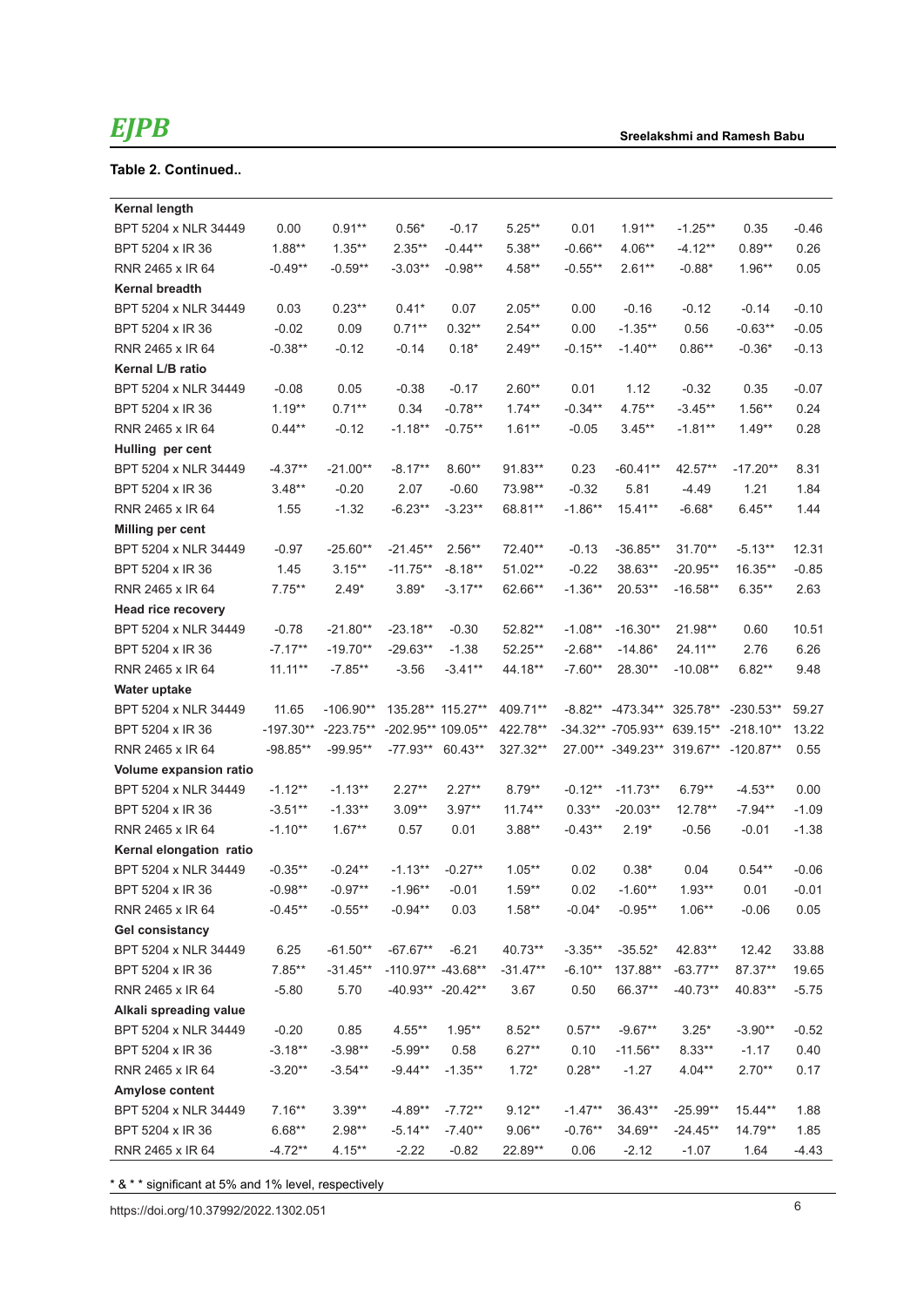**Table 2. Continued..**

| | | | | | | | | | | |
|---|---|---|---|---|---|---|---|---|---|---|
| **Kernal length** | | | | | | | | | | |
| BPT 5204 x NLR 34449 | 0.00 | 0.91** | 0.56* | -0.17 | 5.25** | 0.01 | 1.91** | -1.25** | 0.35 | -0.46 |
| BPT 5204 x IR 36 | 1.88** | 1.35** | 2.35** | -0.44** | 5.38** | -0.66** | 4.06** | -4.12** | 0.89** | 0.26 |
| RNR 2465 x IR 64 | -0.49** | -0.59** | -3.03** | -0.98** | 4.58** | -0.55** | 2.61** | -0.88* | 1.96** | 0.05 |
| **Kernal breadth** | | | | | | | | | | |
| BPT 5204 x NLR 34449 | 0.03 | 0.23** | 0.41* | 0.07 | 2.05** | 0.00 | -0.16 | -0.12 | -0.14 | -0.10 |
| BPT 5204 x IR 36 | -0.02 | 0.09 | 0.71** | 0.32** | 2.54** | 0.00 | -1.35** | 0.56 | -0.63** | -0.05 |
| RNR 2465 x IR 64 | -0.38** | -0.12 | -0.14 | 0.18* | 2.49** | -0.15** | -1.40** | 0.86** | -0.36* | -0.13 |
| **Kernal L/B ratio** | | | | | | | | | | |
| BPT 5204 x NLR 34449 | -0.08 | 0.05 | -0.38 | -0.17 | 2.60** | 0.01 | 1.12 | -0.32 | 0.35 | -0.07 |
| BPT 5204 x IR 36 | 1.19** | 0.71** | 0.34 | -0.78** | 1.74** | -0.34** | 4.75** | -3.45** | 1.56** | 0.24 |
| RNR 2465 x IR 64 | 0.44** | -0.12 | -1.18** | -0.75** | 1.61** | -0.05 | 3.45** | -1.81** | 1.49** | 0.28 |
| **Hulling per cent** | | | | | | | | | | |
| BPT 5204 x NLR 34449 | -4.37** | -21.00** | -8.17** | 8.60** | 91.83** | 0.23 | -60.41** | 42.57** | -17.20** | 8.31 |
| BPT 5204 x IR 36 | 3.48** | -0.20 | 2.07 | -0.60 | 73.98** | -0.32 | 5.81 | -4.49 | 1.21 | 1.84 |
| RNR 2465 x IR 64 | 1.55 | -1.32 | -6.23** | -3.23** | 68.81** | -1.86** | 15.41** | -6.68* | 6.45** | 1.44 |
| **Milling per cent** | | | | | | | | | | |
| BPT 5204 x NLR 34449 | -0.97 | -25.60** | -21.45** | 2.56** | 72.40** | -0.13 | -36.85** | 31.70** | -5.13** | 12.31 |
| BPT 5204 x IR 36 | 1.45 | 3.15** | -11.75** | -8.18** | 51.02** | -0.22 | 38.63** | -20.95** | 16.35** | -0.85 |
| RNR 2465 x IR 64 | 7.75** | 2.49* | 3.89* | -3.17** | 62.66** | -1.36** | 20.53** | -16.58** | 6.35** | 2.63 |
| **Head rice recovery** | | | | | | | | | | |
| BPT 5204 x NLR 34449 | -0.78 | -21.80** | -23.18** | -0.30 | 52.82** | -1.08** | -16.30** | 21.98** | 0.60 | 10.51 |
| BPT 5204 x IR 36 | -7.17** | -19.70** | -29.63** | -1.38 | 52.25** | -2.68** | -14.86* | 24.11** | 2.76 | 6.26 |
| RNR 2465 x IR 64 | 11.11** | -7.85** | -3.56 | -3.41** | 44.18** | -7.60** | 28.30** | -10.08** | 6.82** | 9.48 |
| **Water uptake** | | | | | | | | | | |
| BPT 5204 x NLR 34449 | 11.65 | -106.90** | 135.28** | 115.27** | 409.71** | -8.82** | -473.34** | 325.78** | -230.53** | 59.27 |
| BPT 5204 x IR 36 | -197.30** | -223.75** | -202.95** | 109.05** | 422.78** | -34.32** | -705.93** | 639.15** | -218.10** | 13.22 |
| RNR 2465 x IR 64 | -98.85** | -99.95** | -77.93** | 60.43** | 327.32** | 27.00** | -349.23** | 319.67** | -120.87** | 0.55 |
| **Volume expansion ratio** | | | | | | | | | | |
| BPT 5204 x NLR 34449 | -1.12** | -1.13** | 2.27** | 2.27** | 8.79** | -0.12** | -11.73** | 6.79** | -4.53** | 0.00 |
| BPT 5204 x IR 36 | -3.51** | -1.33** | 3.09** | 3.97** | 11.74** | 0.33** | -20.03** | 12.78** | -7.94** | -1.09 |
| RNR 2465 x IR 64 | -1.10** | 1.67** | 0.57 | 0.01 | 3.88** | -0.43** | 2.19* | -0.56 | -0.01 | -1.38 |
| **Kernal elongation ratio** | | | | | | | | | | |
| BPT 5204 x NLR 34449 | -0.35** | -0.24** | -1.13** | -0.27** | 1.05** | 0.02 | 0.38* | 0.04 | 0.54** | -0.06 |
| BPT 5204 x IR 36 | -0.98** | -0.97** | -1.96** | -0.01 | 1.59** | 0.02 | -1.60** | 1.93** | 0.01 | -0.01 |
| RNR 2465 x IR 64 | -0.45** | -0.55** | -0.94** | 0.03 | 1.58** | -0.04* | -0.95** | 1.06** | -0.06 | 0.05 |
| **Gel consistancy** | | | | | | | | | | |
| BPT 5204 x NLR 34449 | 6.25 | -61.50** | -67.67** | -6.21 | 40.73** | -3.35** | -35.52* | 42.83** | 12.42 | 33.88 |
| BPT 5204 x IR 36 | 7.85** | -31.45** | -110.97** | -43.68** | -31.47** | -6.10** | 137.88** | -63.77** | 87.37** | 19.65 |
| RNR 2465 x IR 64 | -5.80 | 5.70 | -40.93** | -20.42** | 3.67 | 0.50 | 66.37** | -40.73** | 40.83** | -5.75 |
| **Alkali spreading value** | | | | | | | | | | |
| BPT 5204 x NLR 34449 | -0.20 | 0.85 | 4.55** | 1.95** | 8.52** | 0.57** | -9.67** | 3.25* | -3.90** | -0.52 |
| BPT 5204 x IR 36 | -3.18** | -3.98** | -5.99** | 0.58 | 6.27** | 0.10 | -11.56** | 8.33** | -1.17 | 0.40 |
| RNR 2465 x IR 64 | -3.20** | -3.54** | -9.44** | -1.35** | 1.72* | 0.28** | -1.27 | 4.04** | 2.70** | 0.17 |
| **Amylose content** | | | | | | | | | | |
| BPT 5204 x NLR 34449 | 7.16** | 3.39** | -4.89** | -7.72** | 9.12** | -1.47** | 36.43** | -25.99** | 15.44** | 1.88 |
| BPT 5204 x IR 36 | 6.68** | 2.98** | -5.14** | -7.40** | 9.06** | -0.76** | 34.69** | -24.45** | 14.79** | 1.85 |
| RNR 2465 x IR 64 | -4.72** | 4.15** | -2.22 | -0.82 | 22.89** | 0.06 | -2.12 | -1.07 | 1.64 | -4.43 |

* & * * significant at 5% and 1% level, respectively

https://doi.org/10.37992/2022.1302.051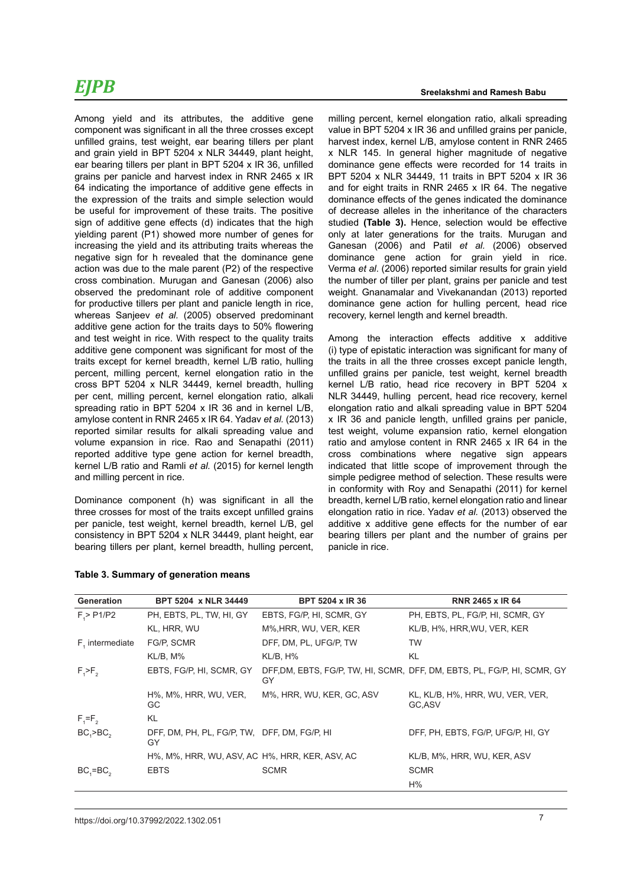Among yield and its attributes, the additive gene component was significant in all the three crosses except unfilled grains, test weight, ear bearing tillers per plant and grain yield in BPT 5204 x NLR 34449, plant height, ear bearing tillers per plant in BPT 5204 x IR 36, unfilled grains per panicle and harvest index in RNR 2465 x IR 64 indicating the importance of additive gene effects in the expression of the traits and simple selection would be useful for improvement of these traits. The positive sign of additive gene effects (d) indicates that the high yielding parent (P1) showed more number of genes for increasing the yield and its attributing traits whereas the negative sign for h revealed that the dominance gene action was due to the male parent (P2) of the respective cross combination. Murugan and Ganesan (2006) also observed the predominant role of additive component for productive tillers per plant and panicle length in rice, whereas Sanjeev *et al.* (2005) observed predominant additive gene action for the traits days to 50% flowering and test weight in rice. With respect to the quality traits additive gene component was significant for most of the traits except for kernel breadth, kernel L/B ratio, hulling percent, milling percent, kernel elongation ratio in the cross BPT 5204 x NLR 34449, kernel breadth, hulling per cent, milling percent, kernel elongation ratio, alkali spreading ratio in BPT 5204 x IR 36 and in kernel L/B, amylose content in RNR 2465 x IR 64. Yadav *et al.* (2013) reported similar results for alkali spreading value and volume expansion in rice. Rao and Senapathi (2011) reported additive type gene action for kernel breadth, kernel L/B ratio and Ramli *et al.* (2015) for kernel length and milling percent in rice.

Dominance component (h) was significant in all the three crosses for most of the traits except unfilled grains per panicle, test weight, kernel breadth, kernel L/B, gel consistency in BPT 5204 x NLR 34449, plant height, ear bearing tillers per plant, kernel breadth, hulling percent, milling percent, kernel elongation ratio, alkali spreading value in BPT 5204 x IR 36 and unfilled grains per panicle, harvest index, kernel L/B, amylose content in RNR 2465 x NLR 145. In general higher magnitude of negative dominance gene effects were recorded for 14 traits in BPT 5204 x NLR 34449, 11 traits in BPT 5204 x IR 36 and for eight traits in RNR 2465 x IR 64. The negative dominance effects of the genes indicated the dominance of decrease alleles in the inheritance of the characters studied **(Table 3).** Hence, selection would be effective only at later generations for the traits. Murugan and Ganesan (2006) and Patil *et al.* (2006) observed dominance gene action for grain yield in rice. Verma *et al*. (2006) reported similar results for grain yield the number of tiller per plant, grains per panicle and test weight. Gnanamalar and Vivekanandan (2013) reported dominance gene action for hulling percent, head rice recovery, kernel length and kernel breadth.

Among the interaction effects additive x additive (i) type of epistatic interaction was significant for many of the traits in all the three crosses except panicle length, unfilled grains per panicle, test weight, kernel breadth kernel L/B ratio, head rice recovery in BPT 5204 x NLR 34449, hulling percent, head rice recovery, kernel elongation ratio and alkali spreading value in BPT 5204 x IR 36 and panicle length, unfilled grains per panicle, test weight, volume expansion ratio, kernel elongation ratio and amylose content in RNR 2465 x IR 64 in the cross combinations where negative sign appears indicated that little scope of improvement through the simple pedigree method of selection. These results were in conformity with Roy and Senapathi (2011) for kernel breadth, kernel L/B ratio, kernel elongation ratio and linear elongation ratio in rice. Yadav *et al.* (2013) observed the additive x additive gene effects for the number of ear bearing tillers per plant and the number of grains per panicle in rice.

**Table 3. Summary of generation means**

| Generation | BPT 5204 x NLR 34449 | BPT 5204 x IR 36 | RNR 2465 x IR 64 |
|---|---|---|---|
| $F_1$ > P1/P2 | PH, EBTS, PL, TW, HI, GY | EBTS, FG/P, HI, SCMR, GY | PH, EBTS, PL, FG/P, HI, SCMR, GY |
| | KL, HRR, WU | M%,HRR, WU, VER, KER | KL/B, H%, HRR,WU, VER, KER |
| $F_1$ intermediate | FG/P, SCMR | DFF, DM, PL, UFG/P, TW | TW |
| | KL/B, M% | KL/B, H% | KL |
| $F_1$>$F_2$ | EBTS, FG/P, HI, SCMR, GY | DFF,DM, EBTS, FG/P, TW, HI, SCMR, GY | DFF, DM, EBTS, PL, FG/P, HI, SCMR, GY |
| | H%, M%, HRR, WU, VER, GC | M%, HRR, WU, KER, GC, ASV | KL, KL/B, H%, HRR, WU, VER, VER, GC,ASV |
| $F_1$=$F_2$ | KL | | |
| $BC_1$>$BC_2$ | DFF, DM, PH, PL, FG/P, TW, GY | DFF, DM, FG/P, HI | DFF, PH, EBTS, FG/P, UFG/P, HI, GY |
| | H%, M%, HRR, WU, ASV, AC | H%, HRR, KER, ASV, AC | KL/B, M%, HRR, WU, KER, ASV |
| $BC_1$=$BC_2$ | EBTS | SCMR | SCMR |
| | | | H% |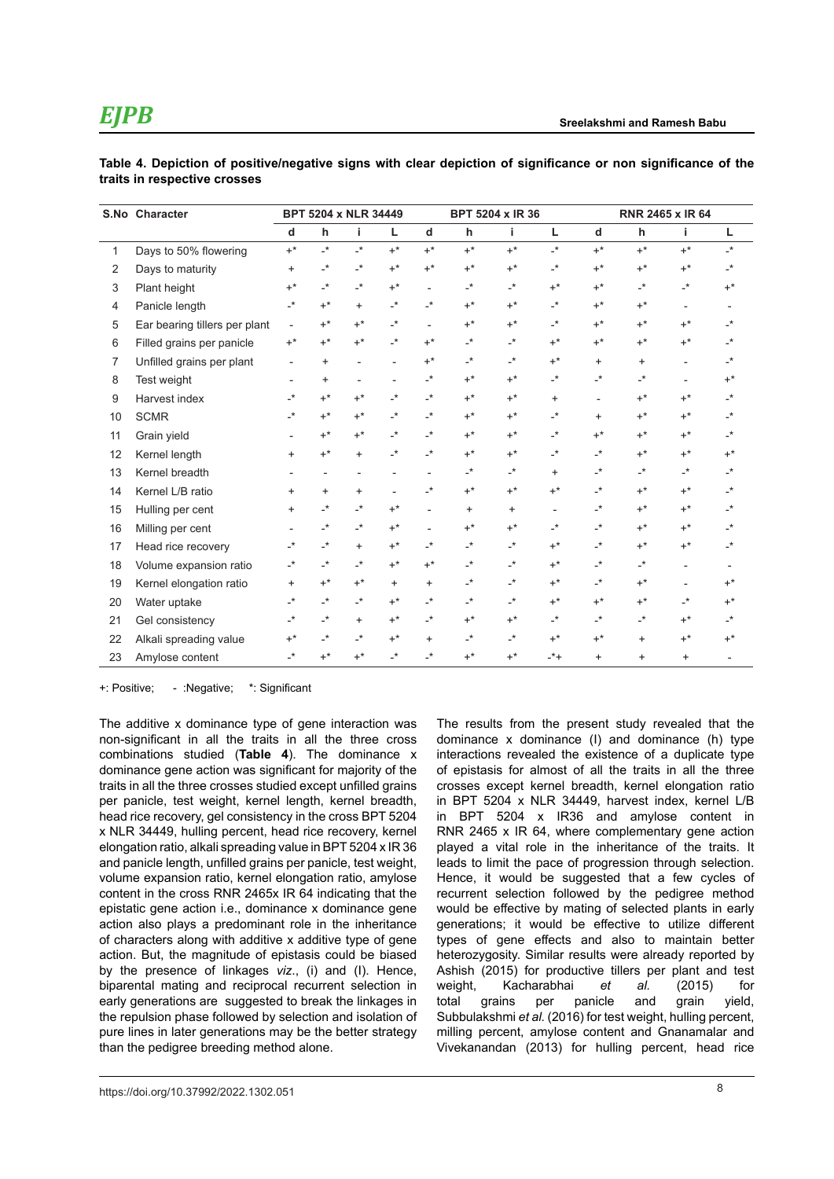**Table 4. Depiction of positive/negative signs with clear depiction of significance or non significance of the traits in respective crosses**

| S.No | Character | BPT 5204 x NLR 34449 | | | | BPT 5204 x IR 36 | | | | RNR 2465 x IR 64 | | | |
|---|---|---|---|---|---|---|---|---|---|---|---|---|---|
| | | d | h | i | L | d | h | i | L | d | h | i | L |
| 1 | Days to 50% flowering | +* | -* | -* | +* | +* | +* | +* | -* | +* | +* | +* | -* |
| 2 | Days to maturity | + | -* | -* | +* | +* | +* | +* | -* | +* | +* | +* | -* |
| 3 | Plant height | +* | -* | -* | +* | - | -* | -* | +* | +* | -* | -* | +* |
| 4 | Panicle length | -* | +* | + | -* | -* | +* | +* | -* | +* | +* | - | - |
| 5 | Ear bearing tillers per plant | - | +* | +* | -* | - | +* | +* | -* | +* | +* | +* | -* |
| 6 | Filled grains per panicle | +* | +* | +* | -* | +* | -* | -* | +* | +* | +* | +* | -* |
| 7 | Unfilled grains per plant | - | + | - | - | +* | -* | -* | +* | + | + | - | -* |
| 8 | Test weight | - | + | - | - | -* | +* | +* | -* | -* | -* | - | +* |
| 9 | Harvest index | -* | +* | +* | -* | -* | +* | +* | + | - | +* | +* | -* |
| 10 | SCMR | -* | +* | +* | -* | -* | +* | +* | -* | + | +* | +* | -* |
| 11 | Grain yield | - | +* | +* | -* | -* | +* | +* | -* | +* | +* | +* | -* |
| 12 | Kernel length | + | +* | + | -* | -* | +* | +* | -* | -* | +* | +* | +* |
| 13 | Kernel breadth | - | - | - | - | - | -* | -* | + | -* | -* | -* | -* |
| 14 | Kernel L/B ratio | + | + | + | - | -* | +* | +* | +* | -* | +* | +* | -* |
| 15 | Hulling per cent | + | -* | -* | +* | - | + | + | - | -* | +* | +* | -* |
| 16 | Milling per cent | - | -* | -* | +* | - | +* | +* | -* | -* | +* | +* | -* |
| 17 | Head rice recovery | -* | -* | + | +* | -* | -* | -* | +* | -* | +* | +* | -* |
| 18 | Volume expansion ratio | -* | -* | -* | +* | +* | -* | -* | +* | -* | -* | - | - |
| 19 | Kernel elongation ratio | + | +* | +* | + | + | -* | -* | +* | -* | +* | - | +* |
| 20 | Water uptake | -* | -* | -* | +* | -* | -* | -* | +* | +* | +* | -* | +* |
| 21 | Gel consistency | -* | -* | + | +* | -* | +* | +* | -* | -* | -* | +* | -* |
| 22 | Alkali spreading value | +* | -* | -* | +* | + | -* | -* | +* | +* | + | +* | +* |
| 23 | Amylose content | -* | +* | +* | -* | -* | +* | +* | -*+ | + | + | + | - |

+: Positive; - :Negative; *: Significant

The additive x dominance type of gene interaction was non-significant in all the traits in all the three cross combinations studied (**Table 4**). The dominance x dominance gene action was significant for majority of the traits in all the three crosses studied except unfilled grains per panicle, test weight, kernel length, kernel breadth, head rice recovery, gel consistency in the cross BPT 5204 x NLR 34449, hulling percent, head rice recovery, kernel elongation ratio, alkali spreading value in BPT 5204 x IR 36 and panicle length, unfilled grains per panicle, test weight, volume expansion ratio, kernel elongation ratio, amylose content in the cross RNR 2465x IR 64 indicating that the epistatic gene action i.e., dominance x dominance gene action also plays a predominant role in the inheritance of characters along with additive x additive type of gene action. But, the magnitude of epistasis could be biased by the presence of linkages *viz*., (i) and (l). Hence, biparental mating and reciprocal recurrent selection in early generations are suggested to break the linkages in the repulsion phase followed by selection and isolation of pure lines in later generations may be the better strategy than the pedigree breeding method alone.

The results from the present study revealed that the dominance x dominance (l) and dominance (h) type interactions revealed the existence of a duplicate type of epistasis for almost of all the traits in all the three crosses except kernel breadth, kernel elongation ratio in BPT 5204 x NLR 34449, harvest index, kernel L/B in BPT 5204 x IR36 and amylose content in RNR 2465 x IR 64, where complementary gene action played a vital role in the inheritance of the traits. It leads to limit the pace of progression through selection. Hence, it would be suggested that a few cycles of recurrent selection followed by the pedigree method would be effective by mating of selected plants in early generations; it would be effective to utilize different types of gene effects and also to maintain better heterozygosity. Similar results were already reported by Ashish (2015) for productive tillers per plant and test weight, Kacharabhai *et al.* (2015) for total grains per panicle and grain yield, Subbulakshmi *et al.* (2016) for test weight, hulling percent, milling percent, amylose content and Gnanamalar and Vivekanandan (2013) for hulling percent, head rice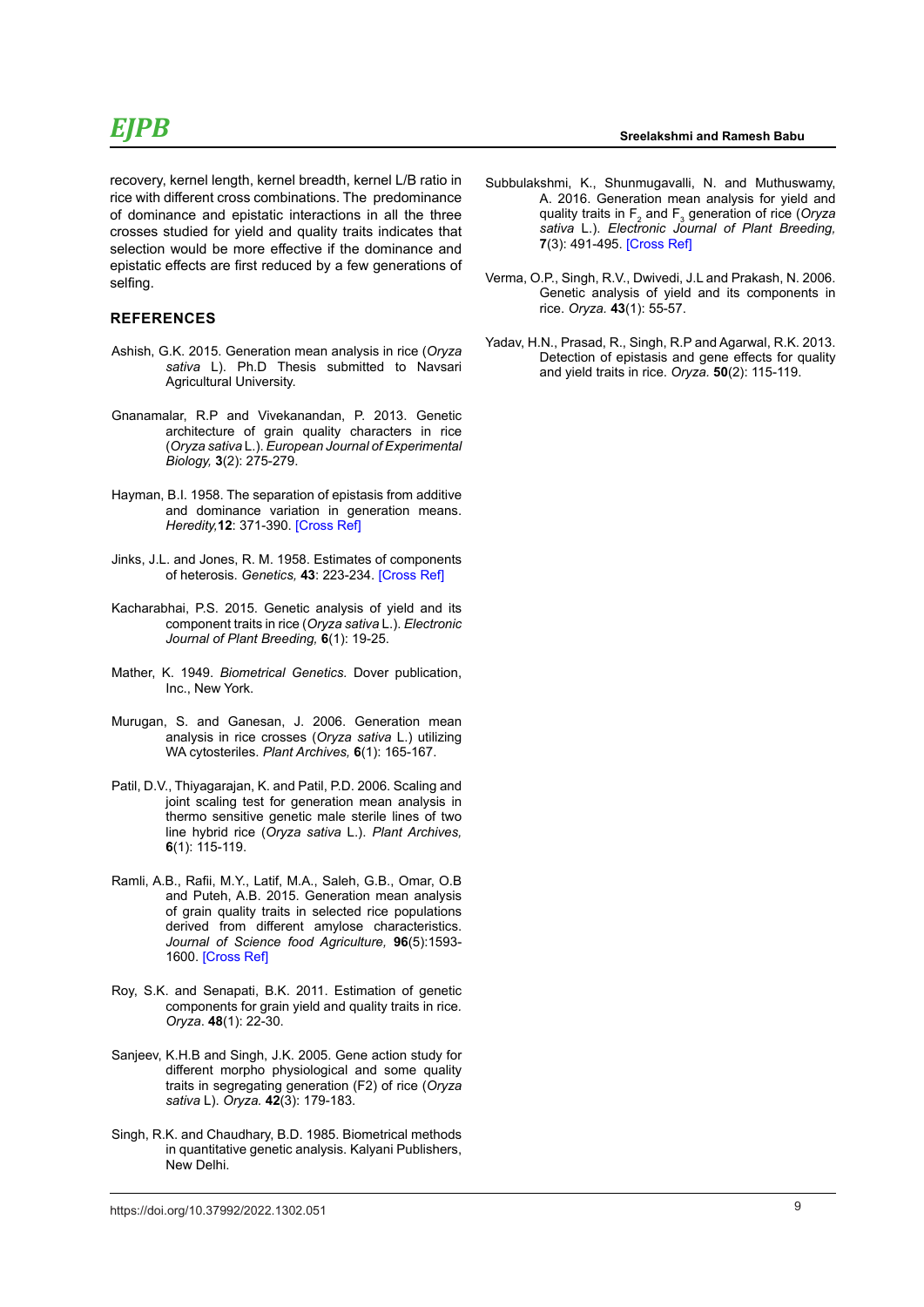recovery, kernel length, kernel breadth, kernel L/B ratio in rice with different cross combinations. The predominance of dominance and epistatic interactions in all the three crosses studied for yield and quality traits indicates that selection would be more effective if the dominance and epistatic effects are first reduced by a few generations of selfing.

## REFERENCES

Ashish, G.K. 2015. Generation mean analysis in rice (*Oryza sativa* L). Ph.D Thesis submitted to Navsari Agricultural University.

Gnanamalar, R.P and Vivekanandan, P. 2013. Genetic architecture of grain quality characters in rice (*Oryza sativa* L.). *European Journal of Experimental Biology,* **3**(2): 275-279.

Hayman, B.I. 1958. The separation of epistasis from additive and dominance variation in generation means. *Heredity,* **12**: 371-390. [Cross Ref]

Jinks, J.L. and Jones, R. M. 1958. Estimates of components of heterosis. *Genetics,* **43**: 223-234. [Cross Ref]

Kacharabhai, P.S. 2015. Genetic analysis of yield and its component traits in rice (*Oryza sativa* L.). *Electronic Journal of Plant Breeding,* **6**(1): 19-25.

Mather, K. 1949. *Biometrical Genetics.* Dover publication, Inc., New York.

Murugan, S. and Ganesan, J. 2006. Generation mean analysis in rice crosses (*Oryza sativa* L.) utilizing WA cytosteriles. *Plant Archives,* **6**(1): 165-167.

Patil, D.V., Thiyagarajan, K. and Patil, P.D. 2006. Scaling and joint scaling test for generation mean analysis in thermo sensitive genetic male sterile lines of two line hybrid rice (*Oryza sativa* L.). *Plant Archives,* **6**(1): 115-119.

Ramli, A.B., Rafii, M.Y., Latif, M.A., Saleh, G.B., Omar, O.B and Puteh, A.B. 2015. Generation mean analysis of grain quality traits in selected rice populations derived from different amylose characteristics. *Journal of Science food Agriculture,* **96**(5):1593-1600. [Cross Ref]

Roy, S.K. and Senapati, B.K. 2011. Estimation of genetic components for grain yield and quality traits in rice. *Oryza*. **48**(1): 22-30.

Sanjeev, K.H.B and Singh, J.K. 2005. Gene action study for different morpho physiological and some quality traits in segregating generation (F2) of rice (*Oryza sativa* L). *Oryza.* **42**(3): 179-183.

Singh, R.K. and Chaudhary, B.D. 1985. Biometrical methods in quantitative genetic analysis. Kalyani Publishers, New Delhi.

Subbulakshmi, K., Shunmugavalli, N. and Muthuswamy, A. 2016. Generation mean analysis for yield and quality traits in $F_2$ and $F_3$ generation of rice (*Oryza sativa* L.). *Electronic Journal of Plant Breeding,* **7**(3): 491-495. [Cross Ref]

Verma, O.P., Singh, R.V., Dwivedi, J.L and Prakash, N. 2006. Genetic analysis of yield and its components in rice. *Oryza.* **43**(1): 55-57.

Yadav, H.N., Prasad, R., Singh, R.P and Agarwal, R.K. 2013. Detection of epistasis and gene effects for quality and yield traits in rice. *Oryza.* **50**(2): 115-119.